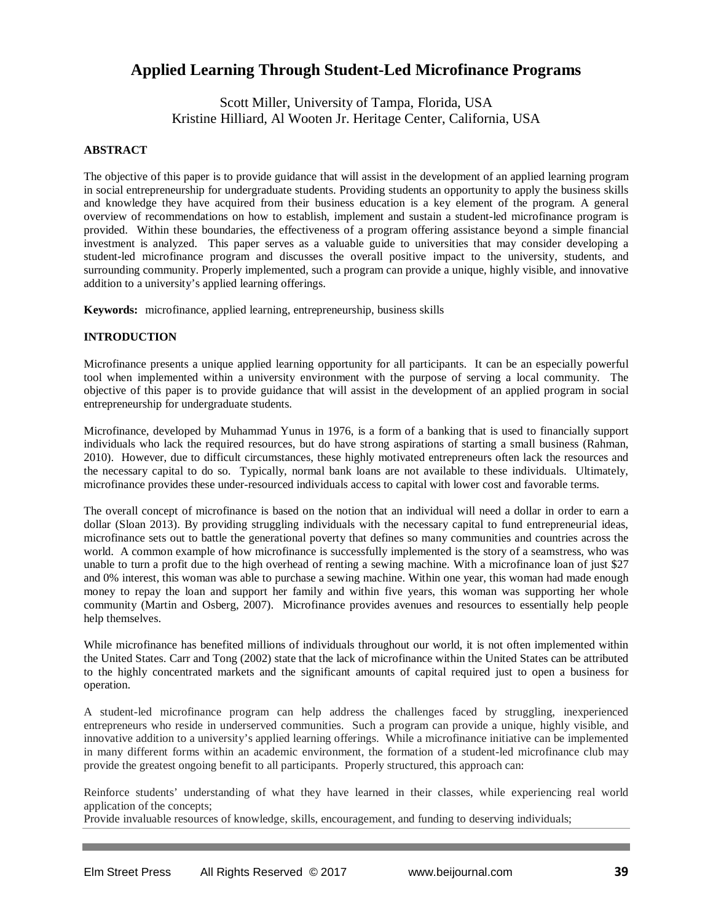# Applied Learning Through Student-Led Microfinance Programs

Scott Miller, University of Tampa, Florida, USA
Kristine Hilliard, Al Wooten Jr. Heritage Center, California, USA

## ABSTRACT

The objective of this paper is to provide guidance that will assist in the development of an applied learning program in social entrepreneurship for undergraduate students. Providing students an opportunity to apply the business skills and knowledge they have acquired from their business education is a key element of the program. A general overview of recommendations on how to establish, implement and sustain a student-led microfinance program is provided. Within these boundaries, the effectiveness of a program offering assistance beyond a simple financial investment is analyzed. This paper serves as a valuable guide to universities that may consider developing a student-led microfinance program and discusses the overall positive impact to the university, students, and surrounding community. Properly implemented, such a program can provide a unique, highly visible, and innovative addition to a university's applied learning offerings.

**Keywords:** microfinance, applied learning, entrepreneurship, business skills

## INTRODUCTION

Microfinance presents a unique applied learning opportunity for all participants. It can be an especially powerful tool when implemented within a university environment with the purpose of serving a local community. The objective of this paper is to provide guidance that will assist in the development of an applied program in social entrepreneurship for undergraduate students.

Microfinance, developed by Muhammad Yunus in 1976, is a form of a banking that is used to financially support individuals who lack the required resources, but do have strong aspirations of starting a small business (Rahman, 2010). However, due to difficult circumstances, these highly motivated entrepreneurs often lack the resources and the necessary capital to do so. Typically, normal bank loans are not available to these individuals. Ultimately, microfinance provides these under-resourced individuals access to capital with lower cost and favorable terms.

The overall concept of microfinance is based on the notion that an individual will need a dollar in order to earn a dollar (Sloan 2013). By providing struggling individuals with the necessary capital to fund entrepreneurial ideas, microfinance sets out to battle the generational poverty that defines so many communities and countries across the world. A common example of how microfinance is successfully implemented is the story of a seamstress, who was unable to turn a profit due to the high overhead of renting a sewing machine. With a microfinance loan of just $27 and 0% interest, this woman was able to purchase a sewing machine. Within one year, this woman had made enough money to repay the loan and support her family and within five years, this woman was supporting her whole community (Martin and Osberg, 2007). Microfinance provides avenues and resources to essentially help people help themselves.

While microfinance has benefited millions of individuals throughout our world, it is not often implemented within the United States. Carr and Tong (2002) state that the lack of microfinance within the United States can be attributed to the highly concentrated markets and the significant amounts of capital required just to open a business for operation.

A student-led microfinance program can help address the challenges faced by struggling, inexperienced entrepreneurs who reside in underserved communities. Such a program can provide a unique, highly visible, and innovative addition to a university's applied learning offerings. While a microfinance initiative can be implemented in many different forms within an academic environment, the formation of a student-led microfinance club may provide the greatest ongoing benefit to all participants. Properly structured, this approach can:

Reinforce students' understanding of what they have learned in their classes, while experiencing real world application of the concepts;

Provide invaluable resources of knowledge, skills, encouragement, and funding to deserving individuals;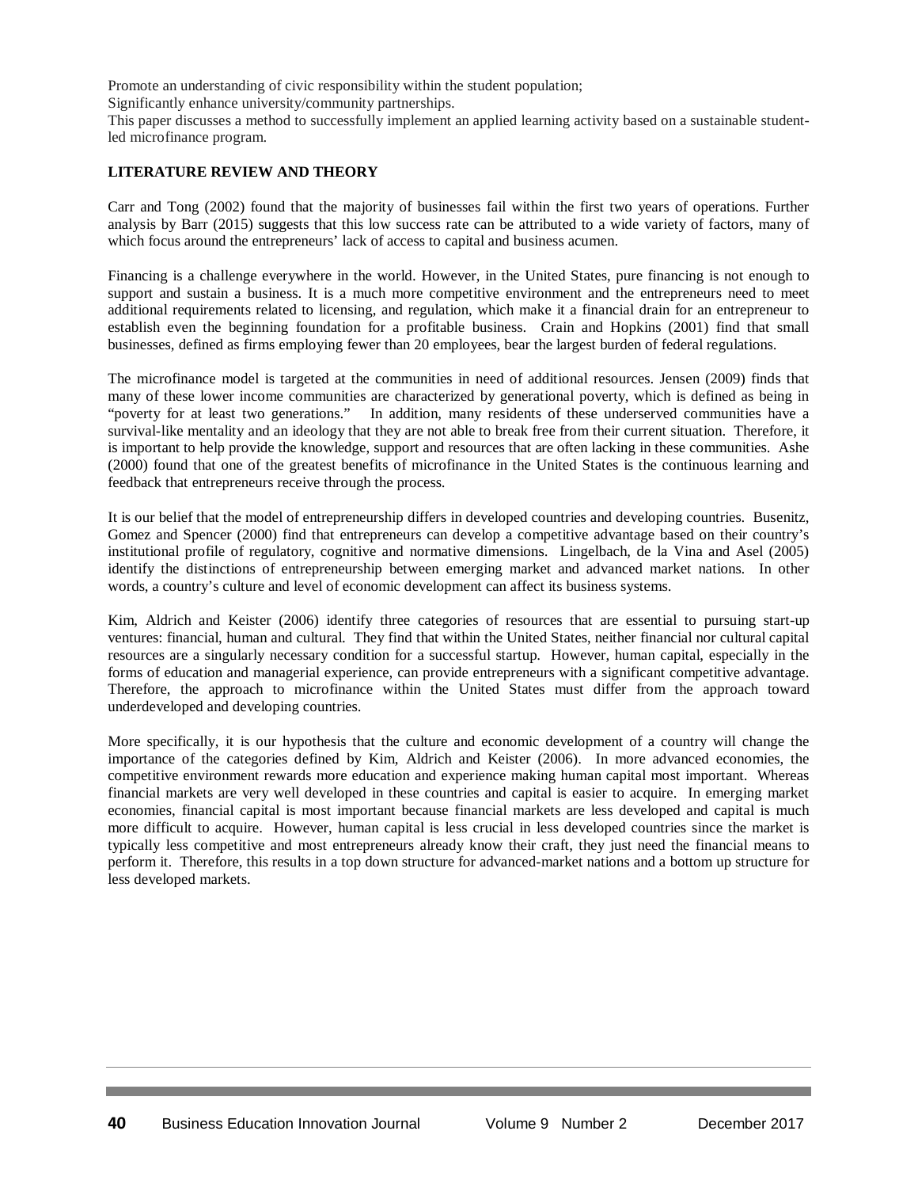Promote an understanding of civic responsibility within the student population;

Significantly enhance university/community partnerships.

This paper discusses a method to successfully implement an applied learning activity based on a sustainable student-led microfinance program.

## LITERATURE REVIEW AND THEORY

Carr and Tong (2002) found that the majority of businesses fail within the first two years of operations. Further analysis by Barr (2015) suggests that this low success rate can be attributed to a wide variety of factors, many of which focus around the entrepreneurs' lack of access to capital and business acumen.

Financing is a challenge everywhere in the world. However, in the United States, pure financing is not enough to support and sustain a business. It is a much more competitive environment and the entrepreneurs need to meet additional requirements related to licensing, and regulation, which make it a financial drain for an entrepreneur to establish even the beginning foundation for a profitable business. Crain and Hopkins (2001) find that small businesses, defined as firms employing fewer than 20 employees, bear the largest burden of federal regulations.

The microfinance model is targeted at the communities in need of additional resources. Jensen (2009) finds that many of these lower income communities are characterized by generational poverty, which is defined as being in "poverty for at least two generations." In addition, many residents of these underserved communities have a survival-like mentality and an ideology that they are not able to break free from their current situation. Therefore, it is important to help provide the knowledge, support and resources that are often lacking in these communities. Ashe (2000) found that one of the greatest benefits of microfinance in the United States is the continuous learning and feedback that entrepreneurs receive through the process.

It is our belief that the model of entrepreneurship differs in developed countries and developing countries. Busenitz, Gomez and Spencer (2000) find that entrepreneurs can develop a competitive advantage based on their country's institutional profile of regulatory, cognitive and normative dimensions. Lingelbach, de la Vina and Asel (2005) identify the distinctions of entrepreneurship between emerging market and advanced market nations. In other words, a country's culture and level of economic development can affect its business systems.

Kim, Aldrich and Keister (2006) identify three categories of resources that are essential to pursuing start-up ventures: financial, human and cultural. They find that within the United States, neither financial nor cultural capital resources are a singularly necessary condition for a successful startup. However, human capital, especially in the forms of education and managerial experience, can provide entrepreneurs with a significant competitive advantage. Therefore, the approach to microfinance within the United States must differ from the approach toward underdeveloped and developing countries.

More specifically, it is our hypothesis that the culture and economic development of a country will change the importance of the categories defined by Kim, Aldrich and Keister (2006). In more advanced economies, the competitive environment rewards more education and experience making human capital most important. Whereas financial markets are very well developed in these countries and capital is easier to acquire. In emerging market economies, financial capital is most important because financial markets are less developed and capital is much more difficult to acquire. However, human capital is less crucial in less developed countries since the market is typically less competitive and most entrepreneurs already know their craft, they just need the financial means to perform it. Therefore, this results in a top down structure for advanced-market nations and a bottom up structure for less developed markets.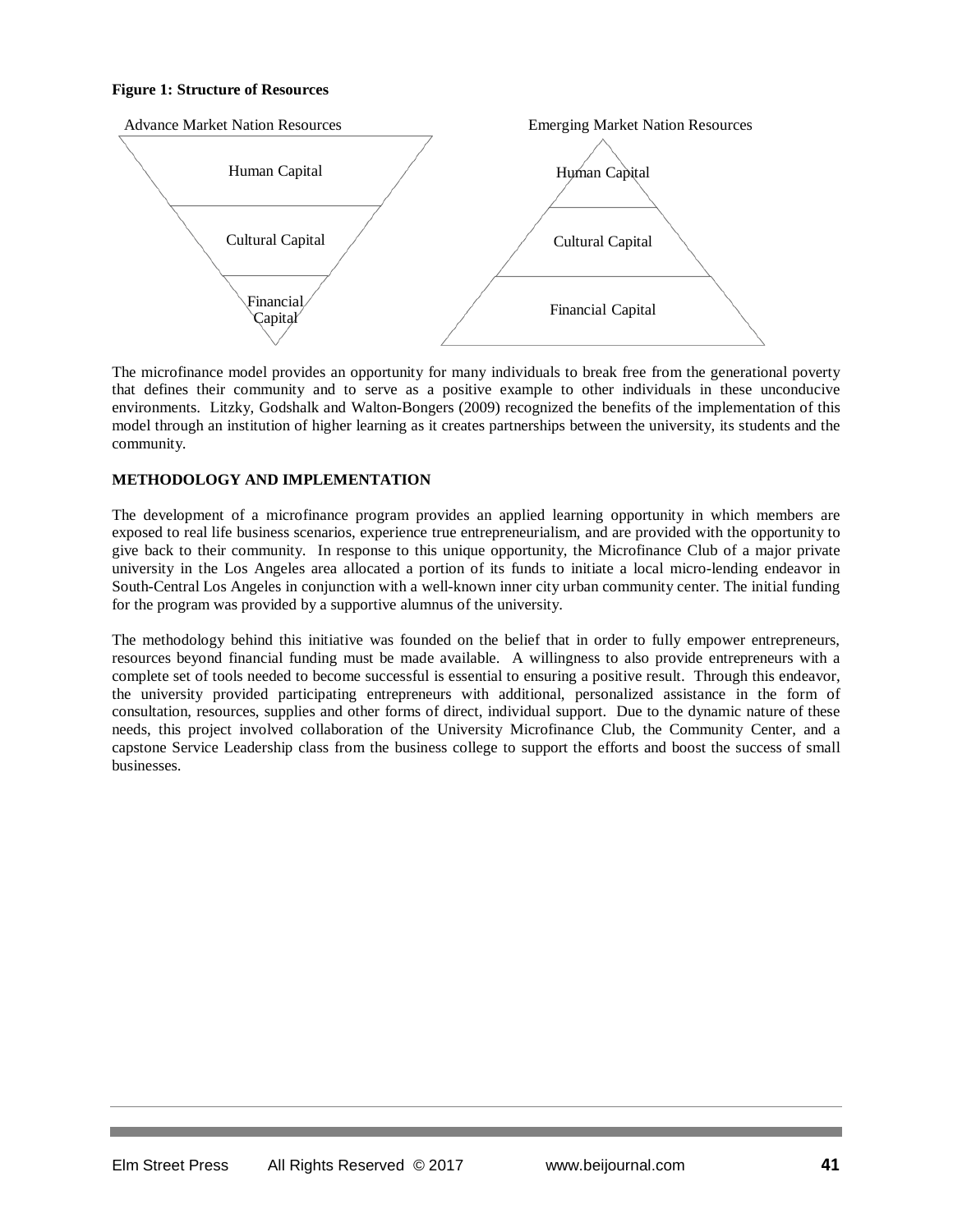**Figure 1: Structure of Resources**

Advance Market Nation Resources

Human Capital

Cultural Capital

Financial Capital

Emerging Market Nation Resources

Human Capital

Cultural Capital

Financial Capital

The microfinance model provides an opportunity for many individuals to break free from the generational poverty that defines their community and to serve as a positive example to other individuals in these unconducive environments. Litzky, Godshalk and Walton-Bongers (2009) recognized the benefits of the implementation of this model through an institution of higher learning as it creates partnerships between the university, its students and the community.

## METHODOLOGY AND IMPLEMENTATION

The development of a microfinance program provides an applied learning opportunity in which members are exposed to real life business scenarios, experience true entrepreneurialism, and are provided with the opportunity to give back to their community. In response to this unique opportunity, the Microfinance Club of a major private university in the Los Angeles area allocated a portion of its funds to initiate a local micro-lending endeavor in South-Central Los Angeles in conjunction with a well-known inner city urban community center. The initial funding for the program was provided by a supportive alumnus of the university.

The methodology behind this initiative was founded on the belief that in order to fully empower entrepreneurs, resources beyond financial funding must be made available. A willingness to also provide entrepreneurs with a complete set of tools needed to become successful is essential to ensuring a positive result. Through this endeavor, the university provided participating entrepreneurs with additional, personalized assistance in the form of consultation, resources, supplies and other forms of direct, individual support. Due to the dynamic nature of these needs, this project involved collaboration of the University Microfinance Club, the Community Center, and a capstone Service Leadership class from the business college to support the efforts and boost the success of small businesses.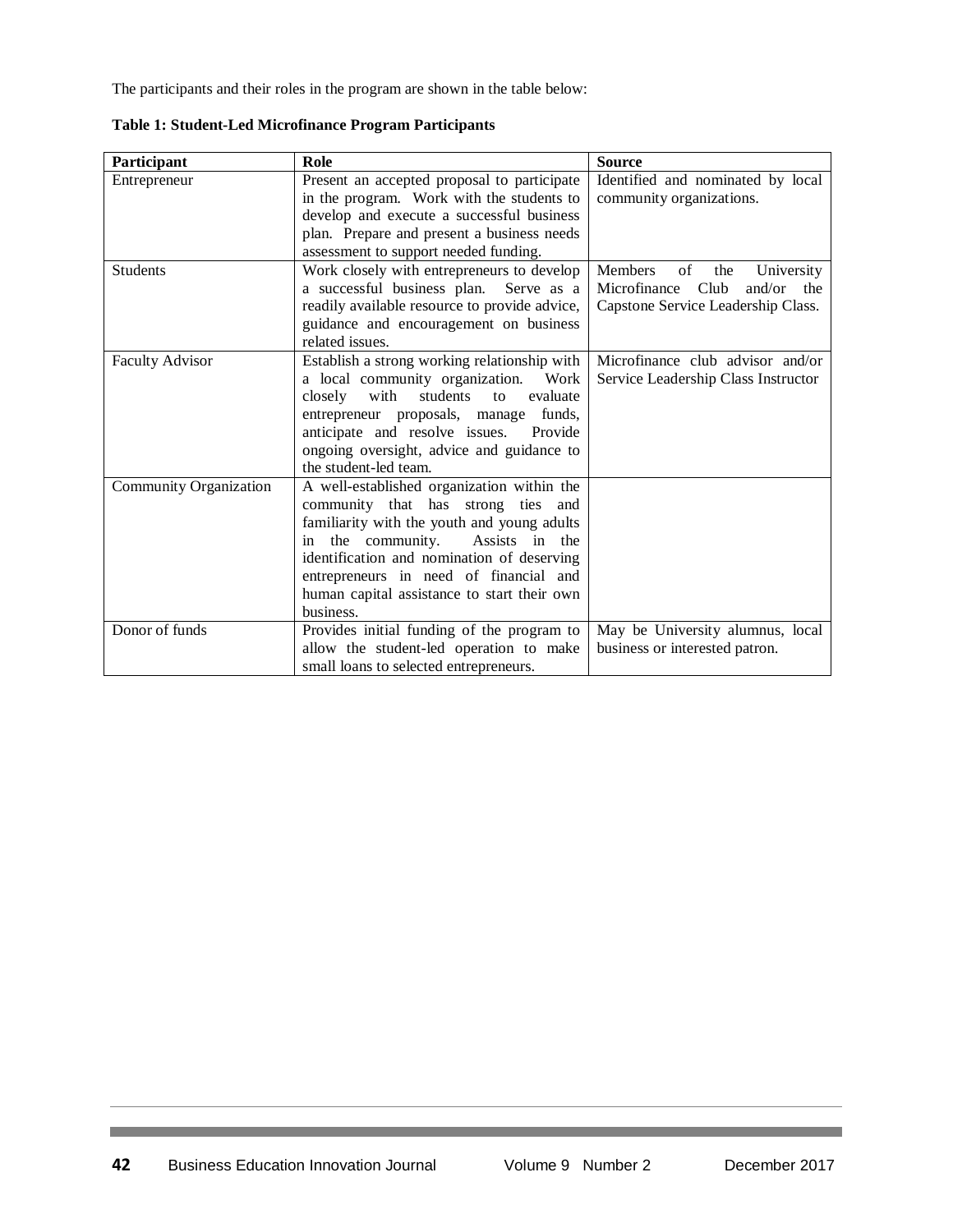The participants and their roles in the program are shown in the table below:

**Table 1: Student-Led Microfinance Program Participants**

| Participant | Role | Source |
|---|---|---|
| Entrepreneur | Present an accepted proposal to participate in the program. Work with the students to develop and execute a successful business plan. Prepare and present a business needs assessment to support needed funding. | Identified and nominated by local community organizations. |
| Students | Work closely with entrepreneurs to develop a successful business plan. Serve as a readily available resource to provide advice, guidance and encouragement on business related issues. | Members of the University Microfinance Club and/or the Capstone Service Leadership Class. |
| Faculty Advisor | Establish a strong working relationship with a local community organization. Work closely with students to evaluate entrepreneur proposals, manage funds, anticipate and resolve issues. Provide ongoing oversight, advice and guidance to the student-led team. | Microfinance club advisor and/or Service Leadership Class Instructor |
| Community Organization | A well-established organization within the community that has strong ties and familiarity with the youth and young adults in the community. Assists in the identification and nomination of deserving entrepreneurs in need of financial and human capital assistance to start their own business. | |
| Donor of funds | Provides initial funding of the program to allow the student-led operation to make small loans to selected entrepreneurs. | May be University alumnus, local business or interested patron. |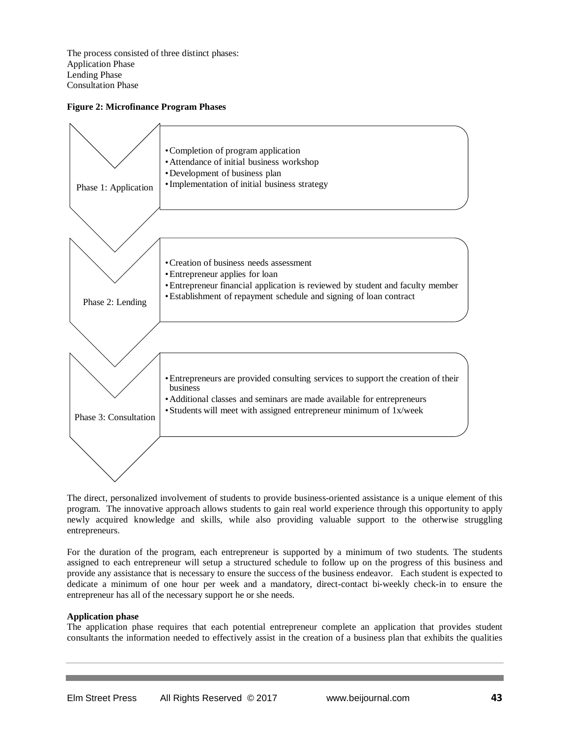The process consisted of three distinct phases:
Application Phase
Lending Phase
Consultation Phase

**Figure 2: Microfinance Program Phases**

**Phase 1: Application**

- Completion of program application
- Attendance of initial business workshop
- Development of business plan
- Implementation of initial business strategy

**Phase 2: Lending**

- Creation of business needs assessment
- Entrepreneur applies for loan
- Entrepreneur financial application is reviewed by student and faculty member
- Establishment of repayment schedule and signing of loan contract

**Phase 3: Consultation**

- Entrepreneurs are provided consulting services to support the creation of their business
- Additional classes and seminars are made available for entrepreneurs
- Students will meet with assigned entrepreneur minimum of 1x/week

The direct, personalized involvement of students to provide business-oriented assistance is a unique element of this program. The innovative approach allows students to gain real world experience through this opportunity to apply newly acquired knowledge and skills, while also providing valuable support to the otherwise struggling entrepreneurs.

For the duration of the program, each entrepreneur is supported by a minimum of two students. The students assigned to each entrepreneur will setup a structured schedule to follow up on the progress of this business and provide any assistance that is necessary to ensure the success of the business endeavor. Each student is expected to dedicate a minimum of one hour per week and a mandatory, direct-contact bi-weekly check-in to ensure the entrepreneur has all of the necessary support he or she needs.

**Application phase**

The application phase requires that each potential entrepreneur complete an application that provides student consultants the information needed to effectively assist in the creation of a business plan that exhibits the qualities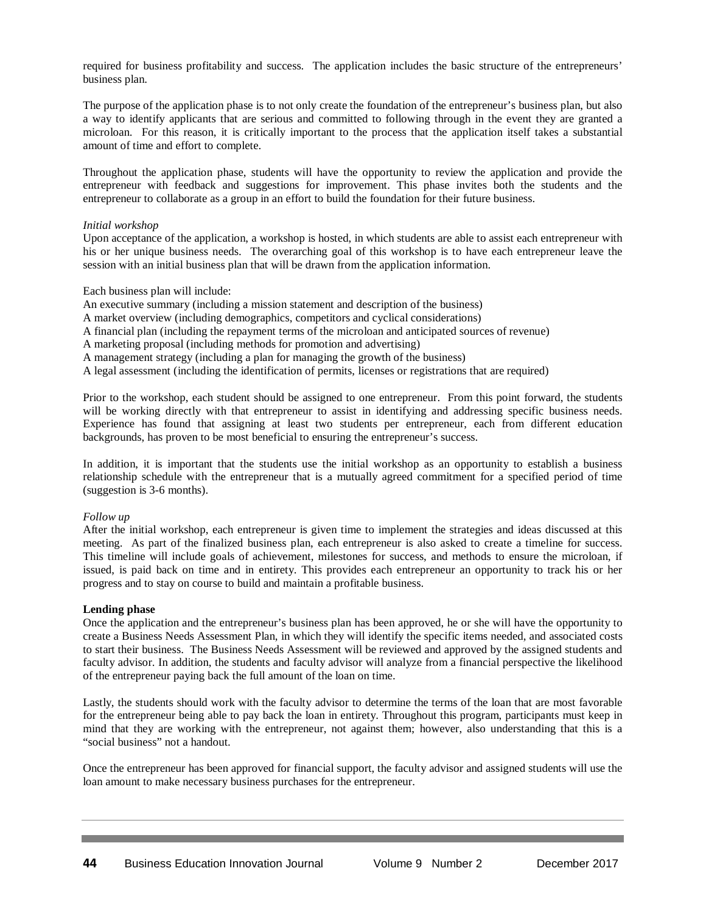required for business profitability and success. The application includes the basic structure of the entrepreneurs' business plan.

The purpose of the application phase is to not only create the foundation of the entrepreneur's business plan, but also a way to identify applicants that are serious and committed to following through in the event they are granted a microloan. For this reason, it is critically important to the process that the application itself takes a substantial amount of time and effort to complete.

Throughout the application phase, students will have the opportunity to review the application and provide the entrepreneur with feedback and suggestions for improvement. This phase invites both the students and the entrepreneur to collaborate as a group in an effort to build the foundation for their future business.

*Initial workshop*

Upon acceptance of the application, a workshop is hosted, in which students are able to assist each entrepreneur with his or her unique business needs. The overarching goal of this workshop is to have each entrepreneur leave the session with an initial business plan that will be drawn from the application information.

Each business plan will include:

An executive summary (including a mission statement and description of the business)
A market overview (including demographics, competitors and cyclical considerations)
A financial plan (including the repayment terms of the microloan and anticipated sources of revenue)
A marketing proposal (including methods for promotion and advertising)
A management strategy (including a plan for managing the growth of the business)
A legal assessment (including the identification of permits, licenses or registrations that are required)

Prior to the workshop, each student should be assigned to one entrepreneur. From this point forward, the students will be working directly with that entrepreneur to assist in identifying and addressing specific business needs. Experience has found that assigning at least two students per entrepreneur, each from different education backgrounds, has proven to be most beneficial to ensuring the entrepreneur's success.

In addition, it is important that the students use the initial workshop as an opportunity to establish a business relationship schedule with the entrepreneur that is a mutually agreed commitment for a specified period of time (suggestion is 3-6 months).

*Follow up*

After the initial workshop, each entrepreneur is given time to implement the strategies and ideas discussed at this meeting. As part of the finalized business plan, each entrepreneur is also asked to create a timeline for success. This timeline will include goals of achievement, milestones for success, and methods to ensure the microloan, if issued, is paid back on time and in entirety. This provides each entrepreneur an opportunity to track his or her progress and to stay on course to build and maintain a profitable business.

**Lending phase**

Once the application and the entrepreneur's business plan has been approved, he or she will have the opportunity to create a Business Needs Assessment Plan, in which they will identify the specific items needed, and associated costs to start their business. The Business Needs Assessment will be reviewed and approved by the assigned students and faculty advisor. In addition, the students and faculty advisor will analyze from a financial perspective the likelihood of the entrepreneur paying back the full amount of the loan on time.

Lastly, the students should work with the faculty advisor to determine the terms of the loan that are most favorable for the entrepreneur being able to pay back the loan in entirety. Throughout this program, participants must keep in mind that they are working with the entrepreneur, not against them; however, also understanding that this is a "social business" not a handout.

Once the entrepreneur has been approved for financial support, the faculty advisor and assigned students will use the loan amount to make necessary business purchases for the entrepreneur.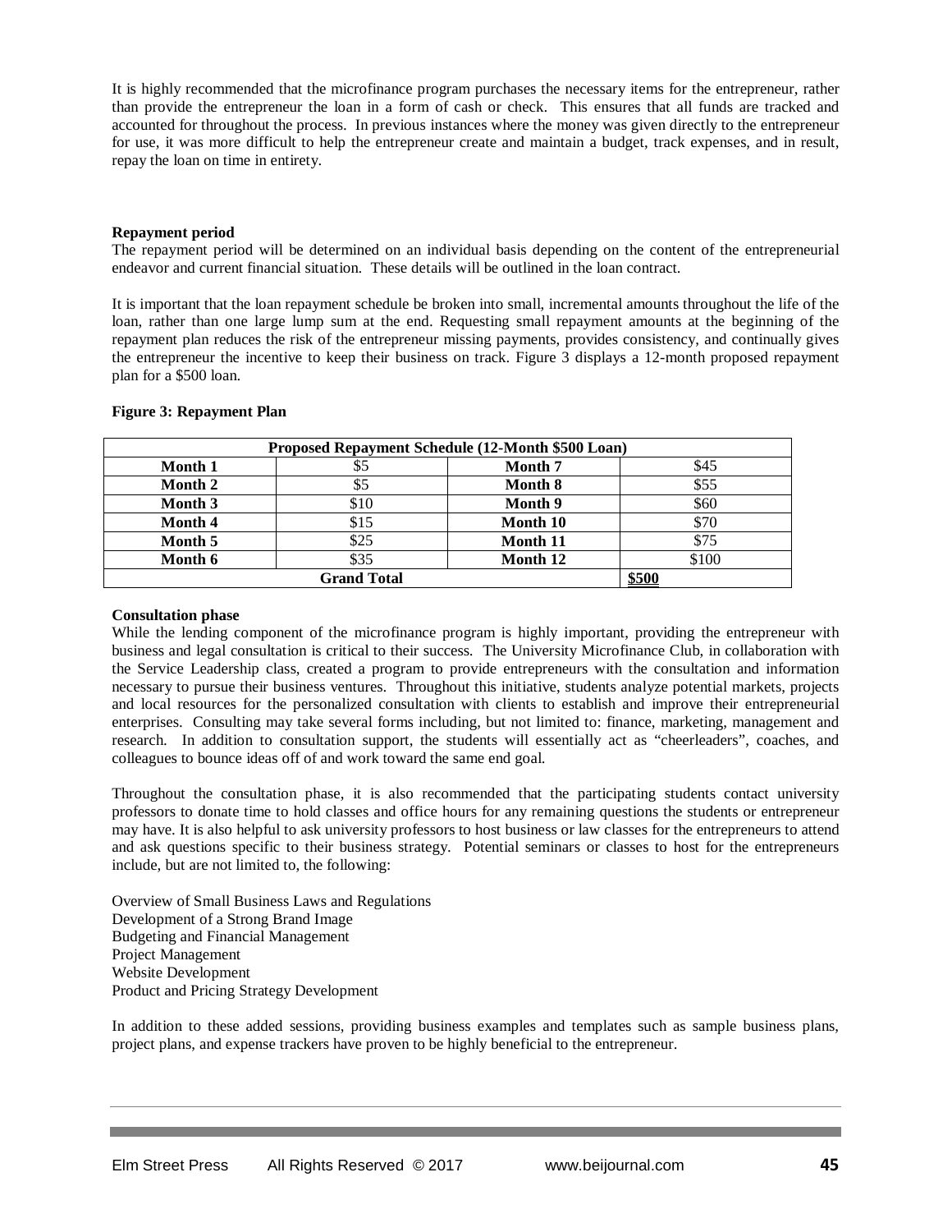It is highly recommended that the microfinance program purchases the necessary items for the entrepreneur, rather than provide the entrepreneur the loan in a form of cash or check. This ensures that all funds are tracked and accounted for throughout the process. In previous instances where the money was given directly to the entrepreneur for use, it was more difficult to help the entrepreneur create and maintain a budget, track expenses, and in result, repay the loan on time in entirety.

**Repayment period**

The repayment period will be determined on an individual basis depending on the content of the entrepreneurial endeavor and current financial situation. These details will be outlined in the loan contract.

It is important that the loan repayment schedule be broken into small, incremental amounts throughout the life of the loan, rather than one large lump sum at the end. Requesting small repayment amounts at the beginning of the repayment plan reduces the risk of the entrepreneur missing payments, provides consistency, and continually gives the entrepreneur the incentive to keep their business on track. Figure 3 displays a 12-month proposed repayment plan for a $500 loan.

**Figure 3: Repayment Plan**

| Proposed Repayment Schedule (12-Month $500 Loan) | | | |
|---|---|---|---|
| **Month 1** | $5 | **Month 7** | $45 |
| **Month 2** | $5 | **Month 8** | $55 |
| **Month 3** | $10 | **Month 9** | $60 |
| **Month 4** | $15 | **Month 10** | $70 |
| **Month 5** | $25 | **Month 11** | $75 |
| **Month 6** | $35 | **Month 12** | $100 |
| **Grand Total** | | | **$500** |

**Consultation phase**

While the lending component of the microfinance program is highly important, providing the entrepreneur with business and legal consultation is critical to their success. The University Microfinance Club, in collaboration with the Service Leadership class, created a program to provide entrepreneurs with the consultation and information necessary to pursue their business ventures. Throughout this initiative, students analyze potential markets, projects and local resources for the personalized consultation with clients to establish and improve their entrepreneurial enterprises. Consulting may take several forms including, but not limited to: finance, marketing, management and research. In addition to consultation support, the students will essentially act as "cheerleaders", coaches, and colleagues to bounce ideas off of and work toward the same end goal.

Throughout the consultation phase, it is also recommended that the participating students contact university professors to donate time to hold classes and office hours for any remaining questions the students or entrepreneur may have. It is also helpful to ask university professors to host business or law classes for the entrepreneurs to attend and ask questions specific to their business strategy. Potential seminars or classes to host for the entrepreneurs include, but are not limited to, the following:

Overview of Small Business Laws and Regulations
Development of a Strong Brand Image
Budgeting and Financial Management
Project Management
Website Development
Product and Pricing Strategy Development

In addition to these added sessions, providing business examples and templates such as sample business plans, project plans, and expense trackers have proven to be highly beneficial to the entrepreneur.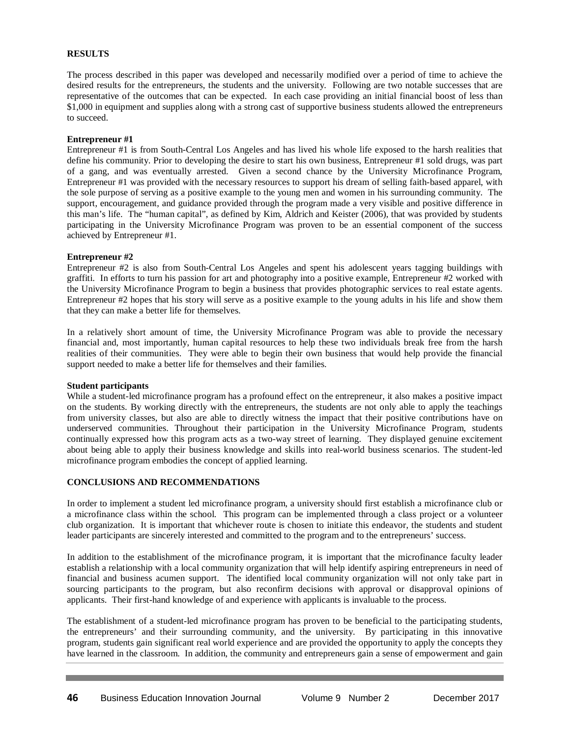## RESULTS

The process described in this paper was developed and necessarily modified over a period of time to achieve the desired results for the entrepreneurs, the students and the university. Following are two notable successes that are representative of the outcomes that can be expected. In each case providing an initial financial boost of less than $1,000 in equipment and supplies along with a strong cast of supportive business students allowed the entrepreneurs to succeed.

### Entrepreneur #1

Entrepreneur #1 is from South-Central Los Angeles and has lived his whole life exposed to the harsh realities that define his community. Prior to developing the desire to start his own business, Entrepreneur #1 sold drugs, was part of a gang, and was eventually arrested. Given a second chance by the University Microfinance Program, Entrepreneur #1 was provided with the necessary resources to support his dream of selling faith-based apparel, with the sole purpose of serving as a positive example to the young men and women in his surrounding community. The support, encouragement, and guidance provided through the program made a very visible and positive difference in this man's life. The "human capital", as defined by Kim, Aldrich and Keister (2006), that was provided by students participating in the University Microfinance Program was proven to be an essential component of the success achieved by Entrepreneur #1.

### Entrepreneur #2

Entrepreneur #2 is also from South-Central Los Angeles and spent his adolescent years tagging buildings with graffiti. In efforts to turn his passion for art and photography into a positive example, Entrepreneur #2 worked with the University Microfinance Program to begin a business that provides photographic services to real estate agents. Entrepreneur #2 hopes that his story will serve as a positive example to the young adults in his life and show them that they can make a better life for themselves.

In a relatively short amount of time, the University Microfinance Program was able to provide the necessary financial and, most importantly, human capital resources to help these two individuals break free from the harsh realities of their communities. They were able to begin their own business that would help provide the financial support needed to make a better life for themselves and their families.

### Student participants

While a student-led microfinance program has a profound effect on the entrepreneur, it also makes a positive impact on the students. By working directly with the entrepreneurs, the students are not only able to apply the teachings from university classes, but also are able to directly witness the impact that their positive contributions have on underserved communities. Throughout their participation in the University Microfinance Program, students continually expressed how this program acts as a two-way street of learning. They displayed genuine excitement about being able to apply their business knowledge and skills into real-world business scenarios. The student-led microfinance program embodies the concept of applied learning.

## CONCLUSIONS AND RECOMMENDATIONS

In order to implement a student led microfinance program, a university should first establish a microfinance club or a microfinance class within the school. This program can be implemented through a class project or a volunteer club organization. It is important that whichever route is chosen to initiate this endeavor, the students and student leader participants are sincerely interested and committed to the program and to the entrepreneurs' success.

In addition to the establishment of the microfinance program, it is important that the microfinance faculty leader establish a relationship with a local community organization that will help identify aspiring entrepreneurs in need of financial and business acumen support. The identified local community organization will not only take part in sourcing participants to the program, but also reconfirm decisions with approval or disapproval opinions of applicants. Their first-hand knowledge of and experience with applicants is invaluable to the process.

The establishment of a student-led microfinance program has proven to be beneficial to the participating students, the entrepreneurs' and their surrounding community, and the university. By participating in this innovative program, students gain significant real world experience and are provided the opportunity to apply the concepts they have learned in the classroom. In addition, the community and entrepreneurs gain a sense of empowerment and gain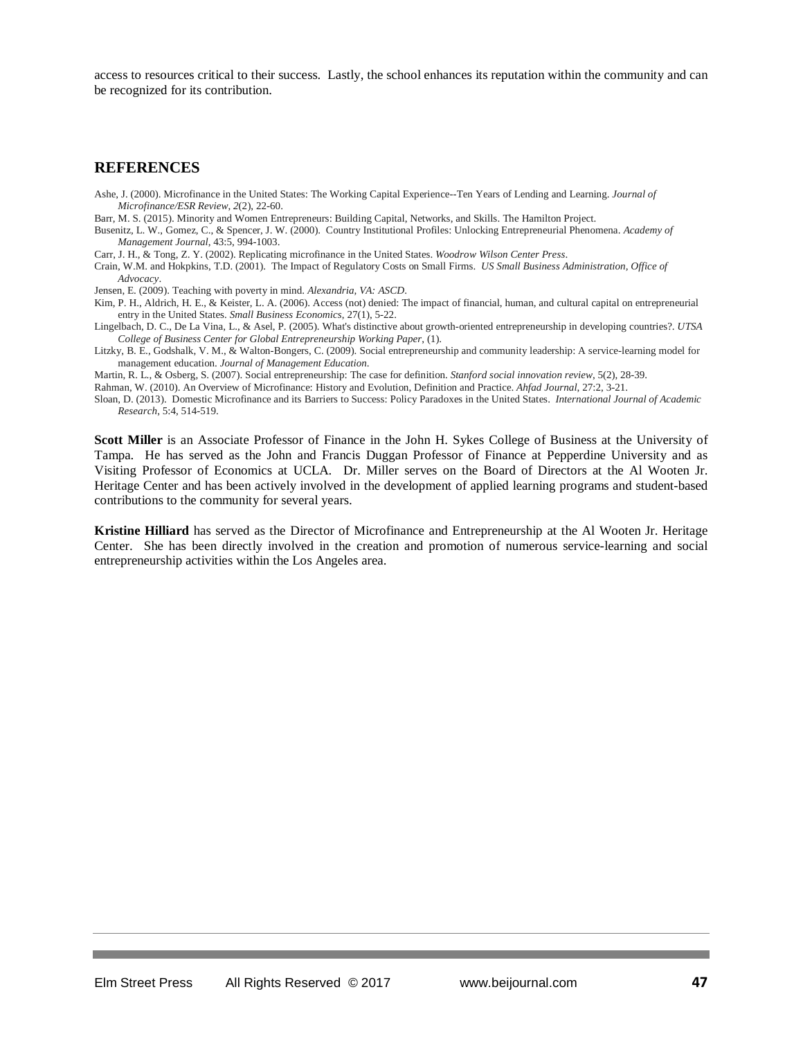access to resources critical to their success. Lastly, the school enhances its reputation within the community and can be recognized for its contribution.

## REFERENCES

Ashe, J. (2000). Microfinance in the United States: The Working Capital Experience--Ten Years of Lending and Learning. *Journal of Microfinance/ESR Review*, *2*(2), 22-60.

Barr, M. S. (2015). Minority and Women Entrepreneurs: Building Capital, Networks, and Skills. The Hamilton Project.

Busenitz, L. W., Gomez, C., & Spencer, J. W. (2000). Country Institutional Profiles: Unlocking Entrepreneurial Phenomena. *Academy of Management Journal*, 43:5, 994-1003.

Carr, J. H., & Tong, Z. Y. (2002). Replicating microfinance in the United States. *Woodrow Wilson Center Press*.

Crain, W.M. and Hokpkins, T.D. (2001). The Impact of Regulatory Costs on Small Firms. *US Small Business Administration, Office of Advocacy*.

Jensen, E. (2009). Teaching with poverty in mind. *Alexandria, VA: ASCD*.

Kim, P. H., Aldrich, H. E., & Keister, L. A. (2006). Access (not) denied: The impact of financial, human, and cultural capital on entrepreneurial entry in the United States. *Small Business Economics*, 27(1), 5-22.

Lingelbach, D. C., De La Vina, L., & Asel, P. (2005). What's distinctive about growth-oriented entrepreneurship in developing countries?. *UTSA College of Business Center for Global Entrepreneurship Working Paper*, (1).

Litzky, B. E., Godshalk, V. M., & Walton-Bongers, C. (2009). Social entrepreneurship and community leadership: A service-learning model for management education. *Journal of Management Education*.

Martin, R. L., & Osberg, S. (2007). Social entrepreneurship: The case for definition. *Stanford social innovation review*, 5(2), 28-39.

Rahman, W. (2010). An Overview of Microfinance: History and Evolution, Definition and Practice. *Ahfad Journal*, 27:2, 3-21.

Sloan, D. (2013). Domestic Microfinance and its Barriers to Success: Policy Paradoxes in the United States. *International Journal of Academic Research*, 5:4, 514-519.

**Scott Miller** is an Associate Professor of Finance in the John H. Sykes College of Business at the University of Tampa. He has served as the John and Francis Duggan Professor of Finance at Pepperdine University and as Visiting Professor of Economics at UCLA. Dr. Miller serves on the Board of Directors at the Al Wooten Jr. Heritage Center and has been actively involved in the development of applied learning programs and student-based contributions to the community for several years.

**Kristine Hilliard** has served as the Director of Microfinance and Entrepreneurship at the Al Wooten Jr. Heritage Center. She has been directly involved in the creation and promotion of numerous service-learning and social entrepreneurship activities within the Los Angeles area.